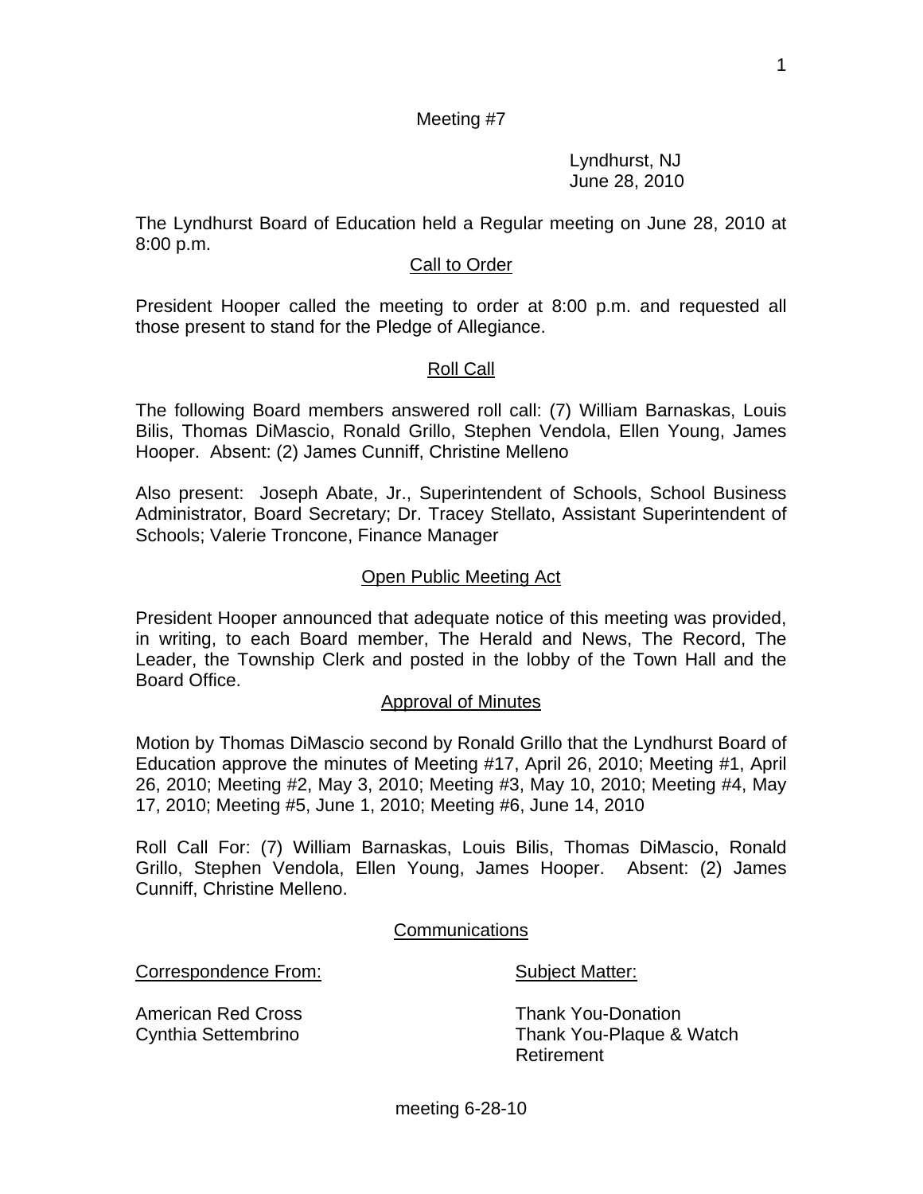Meeting #7

Lyndhurst, NJ
June 28, 2010

The Lyndhurst Board of Education held a Regular meeting on June 28, 2010 at 8:00 p.m.

## Call to Order

President Hooper called the meeting to order at 8:00 p.m. and requested all those present to stand for the Pledge of Allegiance.

## Roll Call

The following Board members answered roll call: (7) William Barnaskas, Louis Bilis, Thomas DiMascio, Ronald Grillo, Stephen Vendola, Ellen Young, James Hooper. Absent: (2) James Cunniff, Christine Melleno

Also present: Joseph Abate, Jr., Superintendent of Schools, School Business Administrator, Board Secretary; Dr. Tracey Stellato, Assistant Superintendent of Schools; Valerie Troncone, Finance Manager

## Open Public Meeting Act

President Hooper announced that adequate notice of this meeting was provided, in writing, to each Board member, The Herald and News, The Record, The Leader, the Township Clerk and posted in the lobby of the Town Hall and the Board Office.

## Approval of Minutes

Motion by Thomas DiMascio second by Ronald Grillo that the Lyndhurst Board of Education approve the minutes of Meeting #17, April 26, 2010; Meeting #1, April 26, 2010; Meeting #2, May 3, 2010; Meeting #3, May 10, 2010; Meeting #4, May 17, 2010; Meeting #5, June 1, 2010; Meeting #6, June 14, 2010

Roll Call For: (7) William Barnaskas, Louis Bilis, Thomas DiMascio, Ronald Grillo, Stephen Vendola, Ellen Young, James Hooper. Absent: (2) James Cunniff, Christine Melleno.

## Communications

| Correspondence From: | Subject Matter: |
| --- | --- |
| American Red Cross | Thank You-Donation |
| Cynthia Settembrino | Thank You-Plaque & Watch Retirement |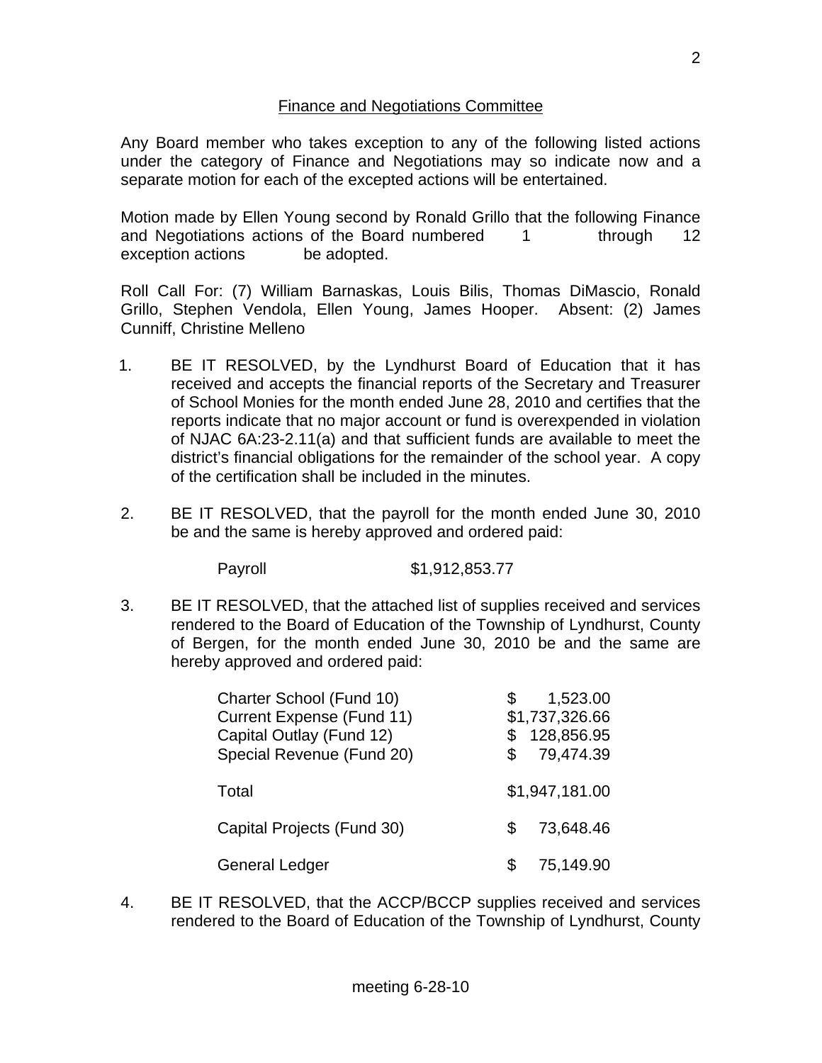## Finance and Negotiations Committee

Any Board member who takes exception to any of the following listed actions under the category of Finance and Negotiations may so indicate now and a separate motion for each of the excepted actions will be entertained.

Motion made by Ellen Young second by Ronald Grillo that the following Finance and Negotiations actions of the Board numbered 1 through 12 exception actions be adopted.

Roll Call For: (7) William Barnaskas, Louis Bilis, Thomas DiMascio, Ronald Grillo, Stephen Vendola, Ellen Young, James Hooper. Absent: (2) James Cunniff, Christine Melleno

1. BE IT RESOLVED, by the Lyndhurst Board of Education that it has received and accepts the financial reports of the Secretary and Treasurer of School Monies for the month ended June 28, 2010 and certifies that the reports indicate that no major account or fund is overexpended in violation of NJAC 6A:23-2.11(a) and that sufficient funds are available to meet the district's financial obligations for the remainder of the school year. A copy of the certification shall be included in the minutes.

2. BE IT RESOLVED, that the payroll for the month ended June 30, 2010 be and the same is hereby approved and ordered paid:

   Payroll $1,912,853.77

3. BE IT RESOLVED, that the attached list of supplies received and services rendered to the Board of Education of the Township of Lyndhurst, County of Bergen, for the month ended June 30, 2010 be and the same are hereby approved and ordered paid:

| | |
|---|---|
| Charter School (Fund 10) | $ 1,523.00 |
| Current Expense (Fund 11) | $1,737,326.66 |
| Capital Outlay (Fund 12) | $ 128,856.95 |
| Special Revenue (Fund 20) | $ 79,474.39 |
| Total | $1,947,181.00 |
| Capital Projects (Fund 30) | $ 73,648.46 |
| General Ledger | $ 75,149.90 |

4. BE IT RESOLVED, that the ACCP/BCCP supplies received and services rendered to the Board of Education of the Township of Lyndhurst, County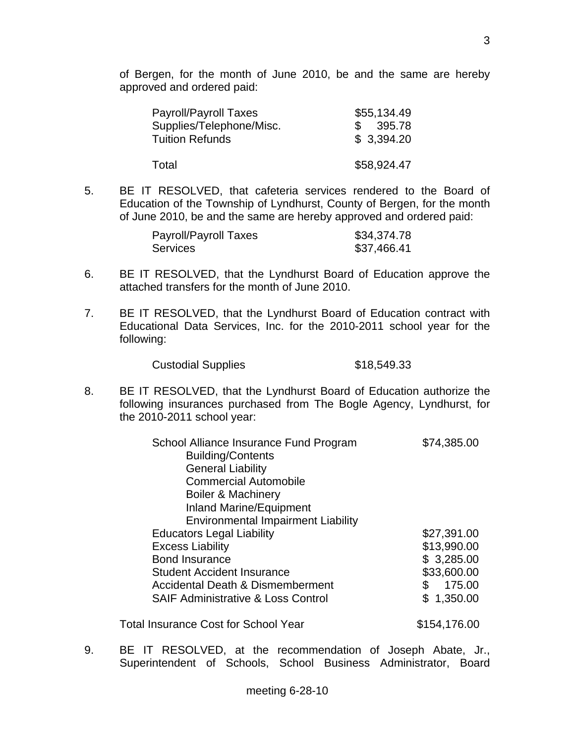of Bergen, for the month of June 2010, be and the same are hereby approved and ordered paid:

| | |
|---|---|
| Payroll/Payroll Taxes | $55,134.49 |
| Supplies/Telephone/Misc. | $ 395.78 |
| Tuition Refunds | $ 3,394.20 |
| Total | $58,924.47 |

5. BE IT RESOLVED, that cafeteria services rendered to the Board of Education of the Township of Lyndhurst, County of Bergen, for the month of June 2010, be and the same are hereby approved and ordered paid:

| | |
|---|---|
| Payroll/Payroll Taxes | $34,374.78 |
| Services | $37,466.41 |

6. BE IT RESOLVED, that the Lyndhurst Board of Education approve the attached transfers for the month of June 2010.

7. BE IT RESOLVED, that the Lyndhurst Board of Education contract with Educational Data Services, Inc. for the 2010-2011 school year for the following:

| | |
|---|---|
| Custodial Supplies | $18,549.33 |

8. BE IT RESOLVED, that the Lyndhurst Board of Education authorize the following insurances purchased from The Bogle Agency, Lyndhurst, for the 2010-2011 school year:

| | |
|---|---|
| School Alliance Insurance Fund Program<br>Building/Contents<br>General Liability<br>Commercial Automobile<br>Boiler & Machinery<br>Inland Marine/Equipment<br>Environmental Impairment Liability | $74,385.00 |
| Educators Legal Liability | $27,391.00 |
| Excess Liability | $13,990.00 |
| Bond Insurance | $ 3,285.00 |
| Student Accident Insurance | $33,600.00 |
| Accidental Death & Dismemberment | $ 175.00 |
| SAIF Administrative & Loss Control | $ 1,350.00 |
| Total Insurance Cost for School Year | $154,176.00 |

9. BE IT RESOLVED, at the recommendation of Joseph Abate, Jr., Superintendent of Schools, School Business Administrator, Board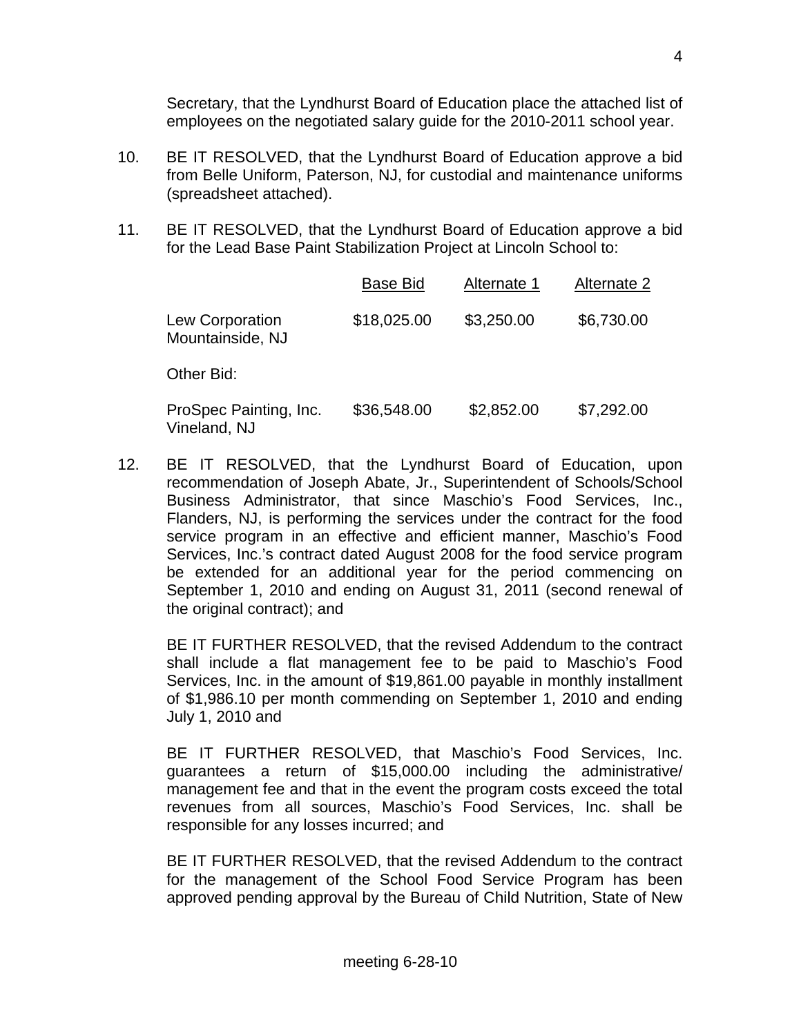Secretary, that the Lyndhurst Board of Education place the attached list of employees on the negotiated salary guide for the 2010-2011 school year.

10. BE IT RESOLVED, that the Lyndhurst Board of Education approve a bid from Belle Uniform, Paterson, NJ, for custodial and maintenance uniforms (spreadsheet attached).

11. BE IT RESOLVED, that the Lyndhurst Board of Education approve a bid for the Lead Base Paint Stabilization Project at Lincoln School to:

| | Base Bid | Alternate 1 | Alternate 2 |
|---|---|---|---|
| Lew Corporation Mountainside, NJ | $18,025.00 | $3,250.00 | $6,730.00 |
| Other Bid: | | | |
| ProSpec Painting, Inc. Vineland, NJ | $36,548.00 | $2,852.00 | $7,292.00 |

12. BE IT RESOLVED, that the Lyndhurst Board of Education, upon recommendation of Joseph Abate, Jr., Superintendent of Schools/School Business Administrator, that since Maschio's Food Services, Inc., Flanders, NJ, is performing the services under the contract for the food service program in an effective and efficient manner, Maschio's Food Services, Inc.'s contract dated August 2008 for the food service program be extended for an additional year for the period commencing on September 1, 2010 and ending on August 31, 2011 (second renewal of the original contract); and

    BE IT FURTHER RESOLVED, that the revised Addendum to the contract shall include a flat management fee to be paid to Maschio's Food Services, Inc. in the amount of $19,861.00 payable in monthly installment of $1,986.10 per month commending on September 1, 2010 and ending July 1, 2010 and

    BE IT FURTHER RESOLVED, that Maschio's Food Services, Inc. guarantees a return of $15,000.00 including the administrative/ management fee and that in the event the program costs exceed the total revenues from all sources, Maschio's Food Services, Inc. shall be responsible for any losses incurred; and

    BE IT FURTHER RESOLVED, that the revised Addendum to the contract for the management of the School Food Service Program has been approved pending approval by the Bureau of Child Nutrition, State of New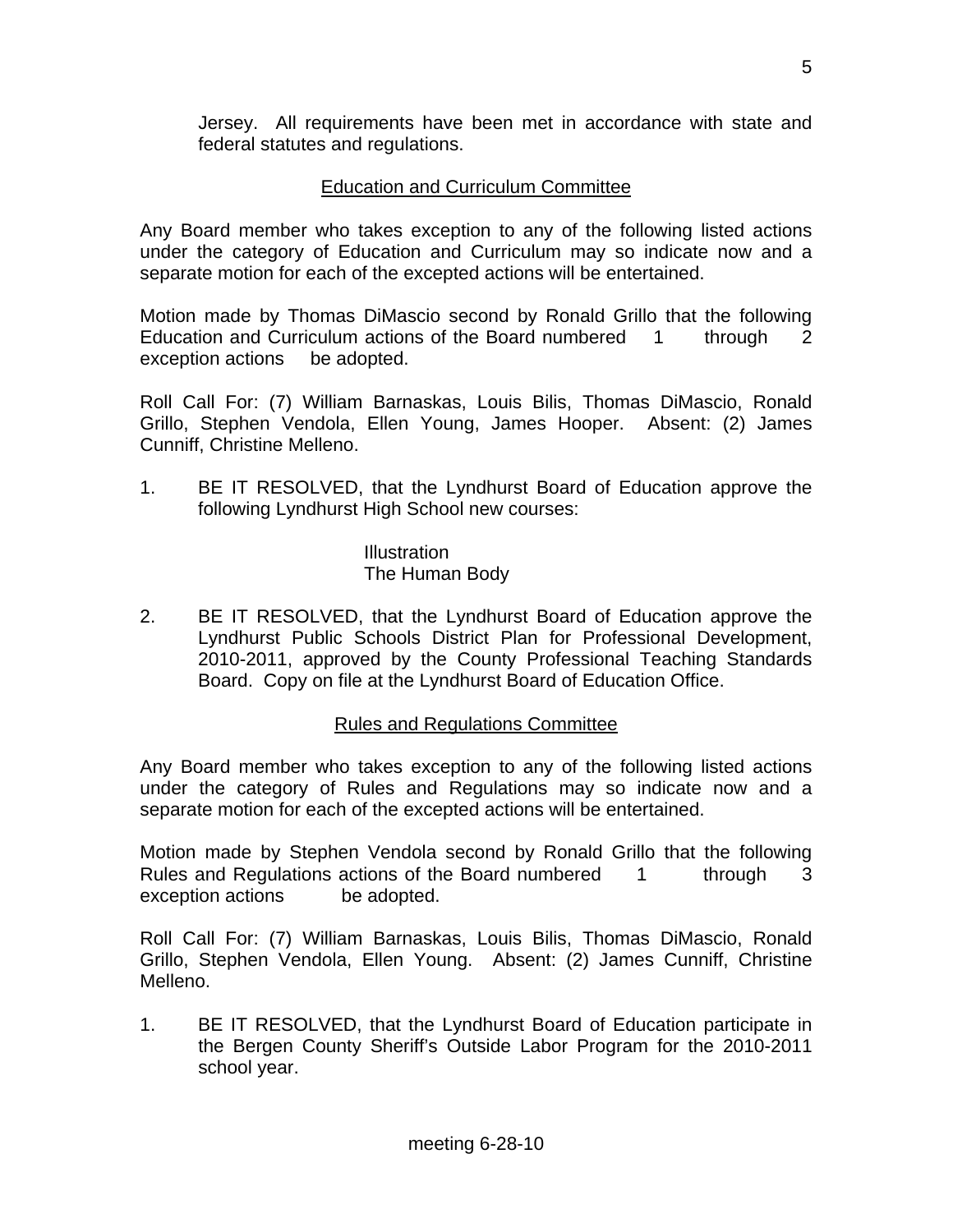Jersey. All requirements have been met in accordance with state and federal statutes and regulations.

## Education and Curriculum Committee

Any Board member who takes exception to any of the following listed actions under the category of Education and Curriculum may so indicate now and a separate motion for each of the excepted actions will be entertained.

Motion made by Thomas DiMascio second by Ronald Grillo that the following Education and Curriculum actions of the Board numbered 1 through 2 exception actions be adopted.

Roll Call For: (7) William Barnaskas, Louis Bilis, Thomas DiMascio, Ronald Grillo, Stephen Vendola, Ellen Young, James Hooper. Absent: (2) James Cunniff, Christine Melleno.

1. BE IT RESOLVED, that the Lyndhurst Board of Education approve the following Lyndhurst High School new courses:

   Illustration
   The Human Body

2. BE IT RESOLVED, that the Lyndhurst Board of Education approve the Lyndhurst Public Schools District Plan for Professional Development, 2010-2011, approved by the County Professional Teaching Standards Board. Copy on file at the Lyndhurst Board of Education Office.

## Rules and Regulations Committee

Any Board member who takes exception to any of the following listed actions under the category of Rules and Regulations may so indicate now and a separate motion for each of the excepted actions will be entertained.

Motion made by Stephen Vendola second by Ronald Grillo that the following Rules and Regulations actions of the Board numbered 1 through 3 exception actions be adopted.

Roll Call For: (7) William Barnaskas, Louis Bilis, Thomas DiMascio, Ronald Grillo, Stephen Vendola, Ellen Young. Absent: (2) James Cunniff, Christine Melleno.

1. BE IT RESOLVED, that the Lyndhurst Board of Education participate in the Bergen County Sheriff's Outside Labor Program for the 2010-2011 school year.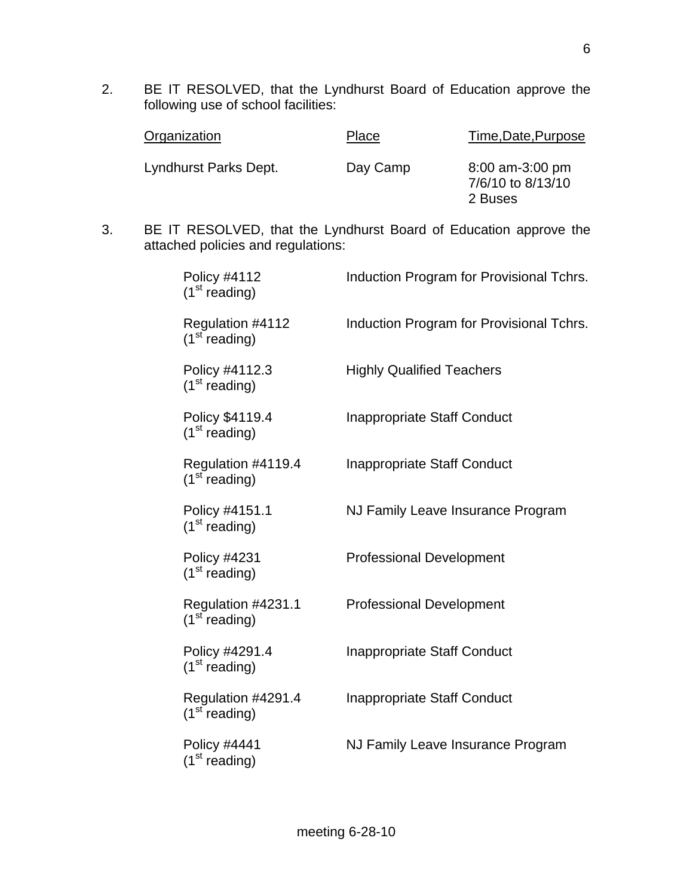2. BE IT RESOLVED, that the Lyndhurst Board of Education approve the following use of school facilities:

| Organization | Place | Time,Date,Purpose |
|---|---|---|
| Lyndhurst Parks Dept. | Day Camp | 8:00 am-3:00 pm<br>7/6/10 to 8/13/10<br>2 Buses |

3. BE IT RESOLVED, that the Lyndhurst Board of Education approve the attached policies and regulations:

| | |
|---|---|
| Policy #4112 (1st reading) | Induction Program for Provisional Tchrs. |
| Regulation #4112 (1st reading) | Induction Program for Provisional Tchrs. |
| Policy #4112.3 (1st reading) | Highly Qualified Teachers |
| Policy $4119.4 (1st reading) | Inappropriate Staff Conduct |
| Regulation #4119.4 (1st reading) | Inappropriate Staff Conduct |
| Policy #4151.1 (1st reading) | NJ Family Leave Insurance Program |
| Policy #4231 (1st reading) | Professional Development |
| Regulation #4231.1 (1st reading) | Professional Development |
| Policy #4291.4 (1st reading) | Inappropriate Staff Conduct |
| Regulation #4291.4 (1st reading) | Inappropriate Staff Conduct |
| Policy #4441 (1st reading) | NJ Family Leave Insurance Program |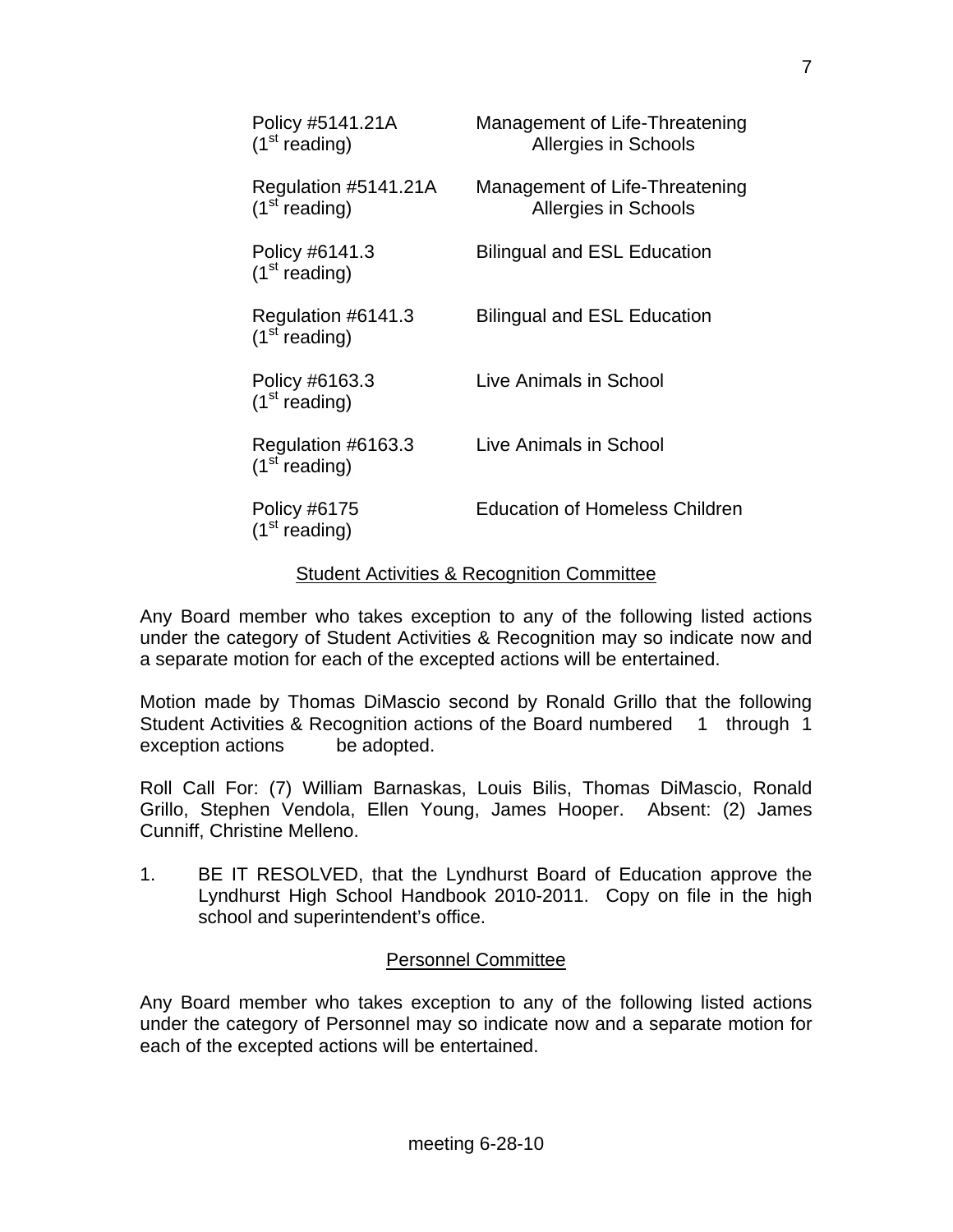| | |
|---|---|
| Policy #5141.21A (1st reading) | Management of Life-Threatening Allergies in Schools |
| Regulation #5141.21A (1st reading) | Management of Life-Threatening Allergies in Schools |
| Policy #6141.3 (1st reading) | Bilingual and ESL Education |
| Regulation #6141.3 (1st reading) | Bilingual and ESL Education |
| Policy #6163.3 (1st reading) | Live Animals in School |
| Regulation #6163.3 (1st reading) | Live Animals in School |
| Policy #6175 (1st reading) | Education of Homeless Children |

## Student Activities & Recognition Committee

Any Board member who takes exception to any of the following listed actions under the category of Student Activities & Recognition may so indicate now and a separate motion for each of the excepted actions will be entertained.

Motion made by Thomas DiMascio second by Ronald Grillo that the following Student Activities & Recognition actions of the Board numbered 1 through 1 exception actions be adopted.

Roll Call For: (7) William Barnaskas, Louis Bilis, Thomas DiMascio, Ronald Grillo, Stephen Vendola, Ellen Young, James Hooper. Absent: (2) James Cunniff, Christine Melleno.

1. BE IT RESOLVED, that the Lyndhurst Board of Education approve the Lyndhurst High School Handbook 2010-2011. Copy on file in the high school and superintendent's office.

## Personnel Committee

Any Board member who takes exception to any of the following listed actions under the category of Personnel may so indicate now and a separate motion for each of the excepted actions will be entertained.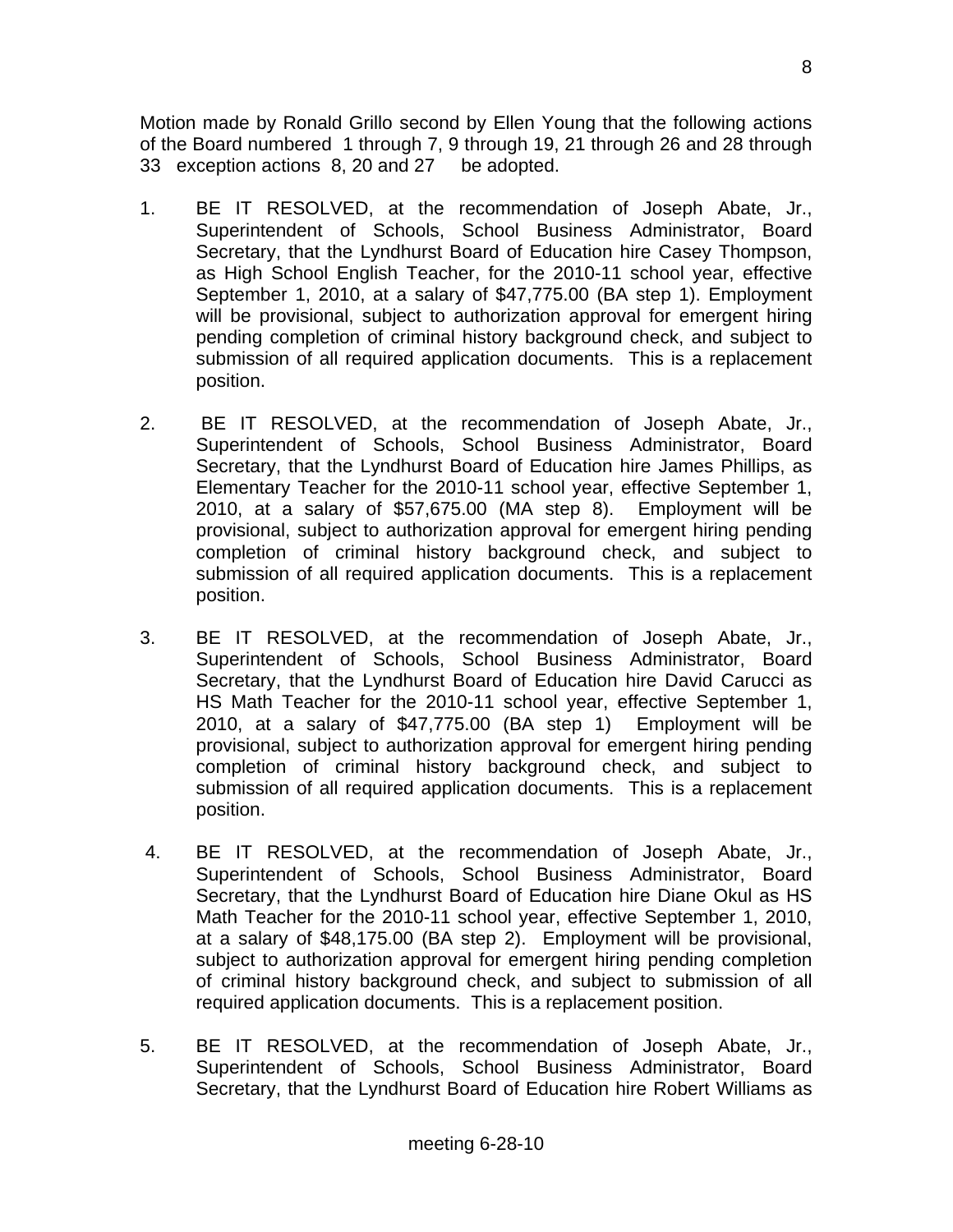Motion made by Ronald Grillo second by Ellen Young that the following actions of the Board numbered 1 through 7, 9 through 19, 21 through 26 and 28 through 33 exception actions 8, 20 and 27 be adopted.

1. BE IT RESOLVED, at the recommendation of Joseph Abate, Jr., Superintendent of Schools, School Business Administrator, Board Secretary, that the Lyndhurst Board of Education hire Casey Thompson, as High School English Teacher, for the 2010-11 school year, effective September 1, 2010, at a salary of $47,775.00 (BA step 1). Employment will be provisional, subject to authorization approval for emergent hiring pending completion of criminal history background check, and subject to submission of all required application documents. This is a replacement position.

2. BE IT RESOLVED, at the recommendation of Joseph Abate, Jr., Superintendent of Schools, School Business Administrator, Board Secretary, that the Lyndhurst Board of Education hire James Phillips, as Elementary Teacher for the 2010-11 school year, effective September 1, 2010, at a salary of $57,675.00 (MA step 8). Employment will be provisional, subject to authorization approval for emergent hiring pending completion of criminal history background check, and subject to submission of all required application documents. This is a replacement position.

3. BE IT RESOLVED, at the recommendation of Joseph Abate, Jr., Superintendent of Schools, School Business Administrator, Board Secretary, that the Lyndhurst Board of Education hire David Carucci as HS Math Teacher for the 2010-11 school year, effective September 1, 2010, at a salary of $47,775.00 (BA step 1) Employment will be provisional, subject to authorization approval for emergent hiring pending completion of criminal history background check, and subject to submission of all required application documents. This is a replacement position.

4. BE IT RESOLVED, at the recommendation of Joseph Abate, Jr., Superintendent of Schools, School Business Administrator, Board Secretary, that the Lyndhurst Board of Education hire Diane Okul as HS Math Teacher for the 2010-11 school year, effective September 1, 2010, at a salary of $48,175.00 (BA step 2). Employment will be provisional, subject to authorization approval for emergent hiring pending completion of criminal history background check, and subject to submission of all required application documents. This is a replacement position.

5. BE IT RESOLVED, at the recommendation of Joseph Abate, Jr., Superintendent of Schools, School Business Administrator, Board Secretary, that the Lyndhurst Board of Education hire Robert Williams as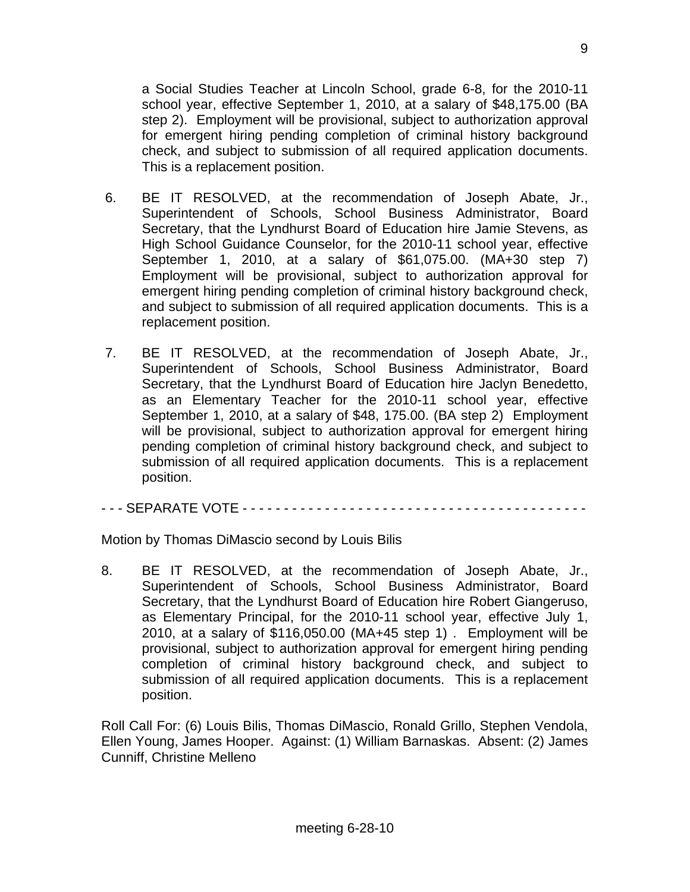a Social Studies Teacher at Lincoln School, grade 6-8, for the 2010-11 school year, effective September 1, 2010, at a salary of $48,175.00 (BA step 2). Employment will be provisional, subject to authorization approval for emergent hiring pending completion of criminal history background check, and subject to submission of all required application documents. This is a replacement position.

6. BE IT RESOLVED, at the recommendation of Joseph Abate, Jr., Superintendent of Schools, School Business Administrator, Board Secretary, that the Lyndhurst Board of Education hire Jamie Stevens, as High School Guidance Counselor, for the 2010-11 school year, effective September 1, 2010, at a salary of $61,075.00. (MA+30 step 7) Employment will be provisional, subject to authorization approval for emergent hiring pending completion of criminal history background check, and subject to submission of all required application documents. This is a replacement position.

7. BE IT RESOLVED, at the recommendation of Joseph Abate, Jr., Superintendent of Schools, School Business Administrator, Board Secretary, that the Lyndhurst Board of Education hire Jaclyn Benedetto, as an Elementary Teacher for the 2010-11 school year, effective September 1, 2010, at a salary of $48, 175.00. (BA step 2) Employment will be provisional, subject to authorization approval for emergent hiring pending completion of criminal history background check, and subject to submission of all required application documents. This is a replacement position.

- - - SEPARATE VOTE - - - - - - - - - - - - - - - - - - - - - - - - - - - - - - - - - - - - - - - - - -

Motion by Thomas DiMascio second by Louis Bilis

8. BE IT RESOLVED, at the recommendation of Joseph Abate, Jr., Superintendent of Schools, School Business Administrator, Board Secretary, that the Lyndhurst Board of Education hire Robert Giangeruso, as Elementary Principal, for the 2010-11 school year, effective July 1, 2010, at a salary of $116,050.00 (MA+45 step 1) . Employment will be provisional, subject to authorization approval for emergent hiring pending completion of criminal history background check, and subject to submission of all required application documents. This is a replacement position.

Roll Call For: (6) Louis Bilis, Thomas DiMascio, Ronald Grillo, Stephen Vendola, Ellen Young, James Hooper. Against: (1) William Barnaskas. Absent: (2) James Cunniff, Christine Melleno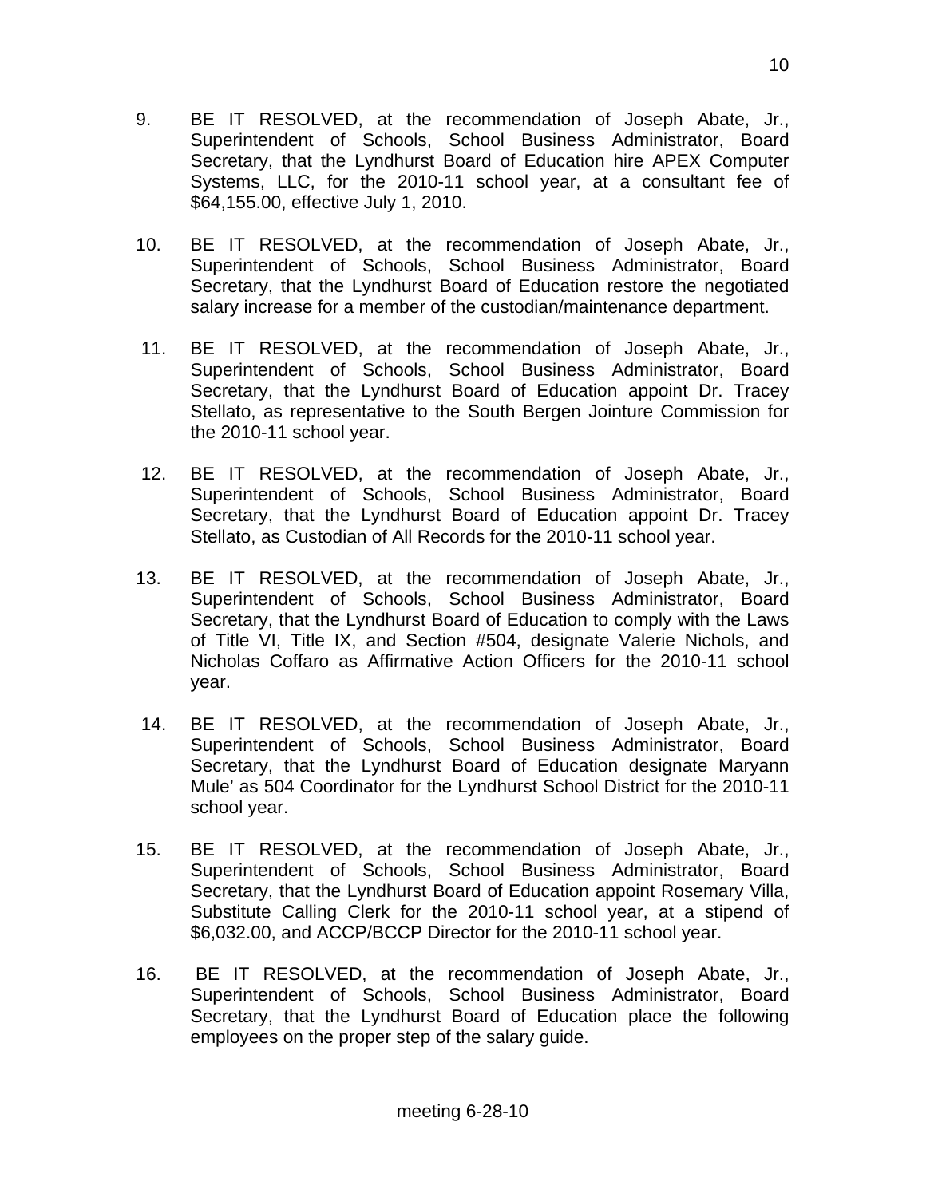9. BE IT RESOLVED, at the recommendation of Joseph Abate, Jr., Superintendent of Schools, School Business Administrator, Board Secretary, that the Lyndhurst Board of Education hire APEX Computer Systems, LLC, for the 2010-11 school year, at a consultant fee of $64,155.00, effective July 1, 2010.

10. BE IT RESOLVED, at the recommendation of Joseph Abate, Jr., Superintendent of Schools, School Business Administrator, Board Secretary, that the Lyndhurst Board of Education restore the negotiated salary increase for a member of the custodian/maintenance department.

11. BE IT RESOLVED, at the recommendation of Joseph Abate, Jr., Superintendent of Schools, School Business Administrator, Board Secretary, that the Lyndhurst Board of Education appoint Dr. Tracey Stellato, as representative to the South Bergen Jointure Commission for the 2010-11 school year.

12. BE IT RESOLVED, at the recommendation of Joseph Abate, Jr., Superintendent of Schools, School Business Administrator, Board Secretary, that the Lyndhurst Board of Education appoint Dr. Tracey Stellato, as Custodian of All Records for the 2010-11 school year.

13. BE IT RESOLVED, at the recommendation of Joseph Abate, Jr., Superintendent of Schools, School Business Administrator, Board Secretary, that the Lyndhurst Board of Education to comply with the Laws of Title VI, Title IX, and Section #504, designate Valerie Nichols, and Nicholas Coffaro as Affirmative Action Officers for the 2010-11 school year.

14. BE IT RESOLVED, at the recommendation of Joseph Abate, Jr., Superintendent of Schools, School Business Administrator, Board Secretary, that the Lyndhurst Board of Education designate Maryann Mule' as 504 Coordinator for the Lyndhurst School District for the 2010-11 school year.

15. BE IT RESOLVED, at the recommendation of Joseph Abate, Jr., Superintendent of Schools, School Business Administrator, Board Secretary, that the Lyndhurst Board of Education appoint Rosemary Villa, Substitute Calling Clerk for the 2010-11 school year, at a stipend of $6,032.00, and ACCP/BCCP Director for the 2010-11 school year.

16. BE IT RESOLVED, at the recommendation of Joseph Abate, Jr., Superintendent of Schools, School Business Administrator, Board Secretary, that the Lyndhurst Board of Education place the following employees on the proper step of the salary guide.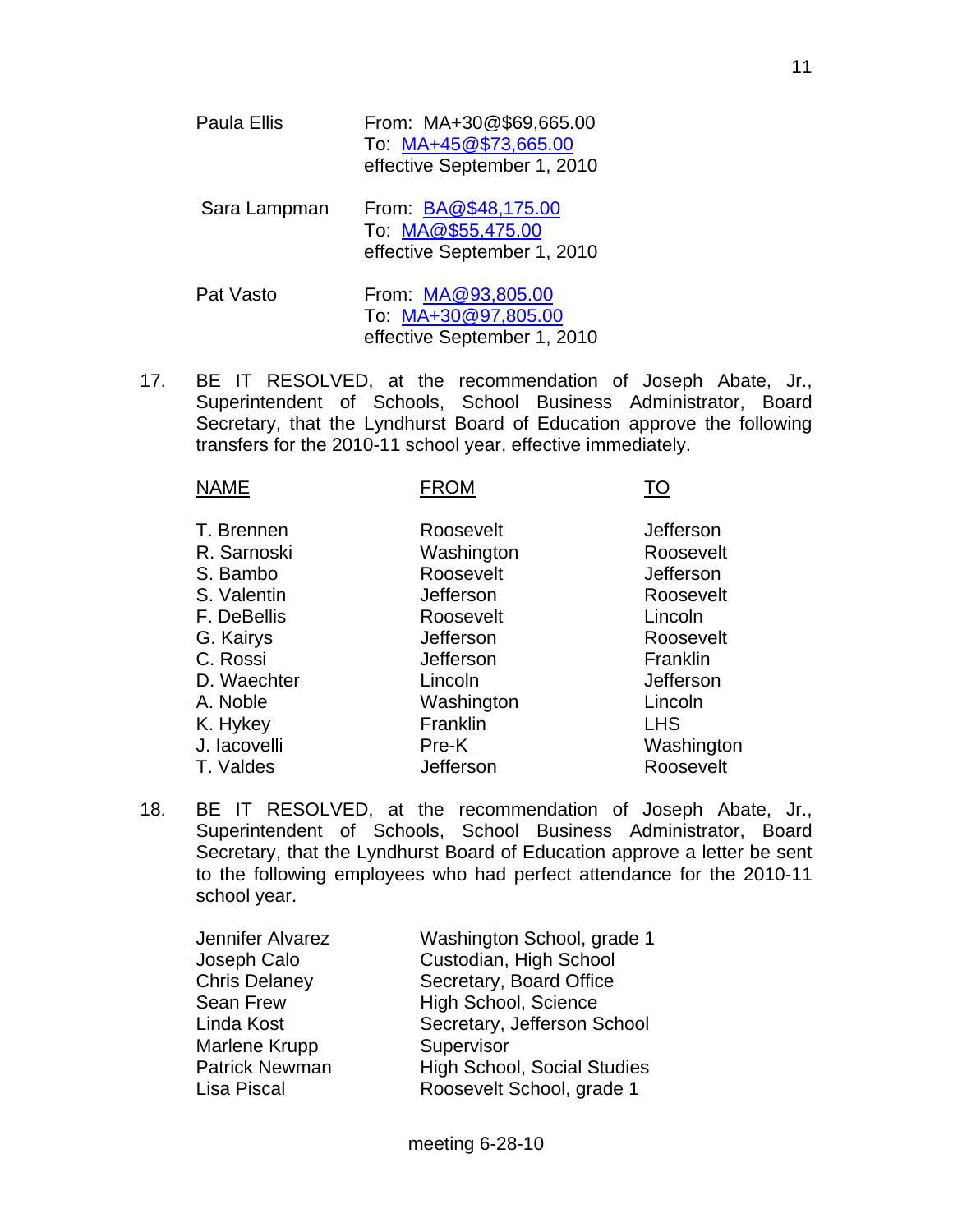| | |
|---|---|
| Paula Ellis | From: MA+30@$69,665.00<br>To: MA+45@$73,665.00<br>effective September 1, 2010 |
| Sara Lampman | From: BA@$48,175.00<br>To: MA@$55,475.00<br>effective September 1, 2010 |
| Pat Vasto | From: MA@93,805.00<br>To: MA+30@97,805.00<br>effective September 1, 2010 |

17. BE IT RESOLVED, at the recommendation of Joseph Abate, Jr., Superintendent of Schools, School Business Administrator, Board Secretary, that the Lyndhurst Board of Education approve the following transfers for the 2010-11 school year, effective immediately.

| NAME | FROM | TO |
|---|---|---|
| T. Brennen | Roosevelt | Jefferson |
| R. Sarnoski | Washington | Roosevelt |
| S. Bambo | Roosevelt | Jefferson |
| S. Valentin | Jefferson | Roosevelt |
| F. DeBellis | Roosevelt | Lincoln |
| G. Kairys | Jefferson | Roosevelt |
| C. Rossi | Jefferson | Franklin |
| D. Waechter | Lincoln | Jefferson |
| A. Noble | Washington | Lincoln |
| K. Hykey | Franklin | LHS |
| J. Iacovelli | Pre-K | Washington |
| T. Valdes | Jefferson | Roosevelt |

18. BE IT RESOLVED, at the recommendation of Joseph Abate, Jr., Superintendent of Schools, School Business Administrator, Board Secretary, that the Lyndhurst Board of Education approve a letter be sent to the following employees who had perfect attendance for the 2010-11 school year.

| | |
|---|---|
| Jennifer Alvarez | Washington School, grade 1 |
| Joseph Calo | Custodian, High School |
| Chris Delaney | Secretary, Board Office |
| Sean Frew | High School, Science |
| Linda Kost | Secretary, Jefferson School |
| Marlene Krupp | Supervisor |
| Patrick Newman | High School, Social Studies |
| Lisa Piscal | Roosevelt School, grade 1 |

meeting 6-28-10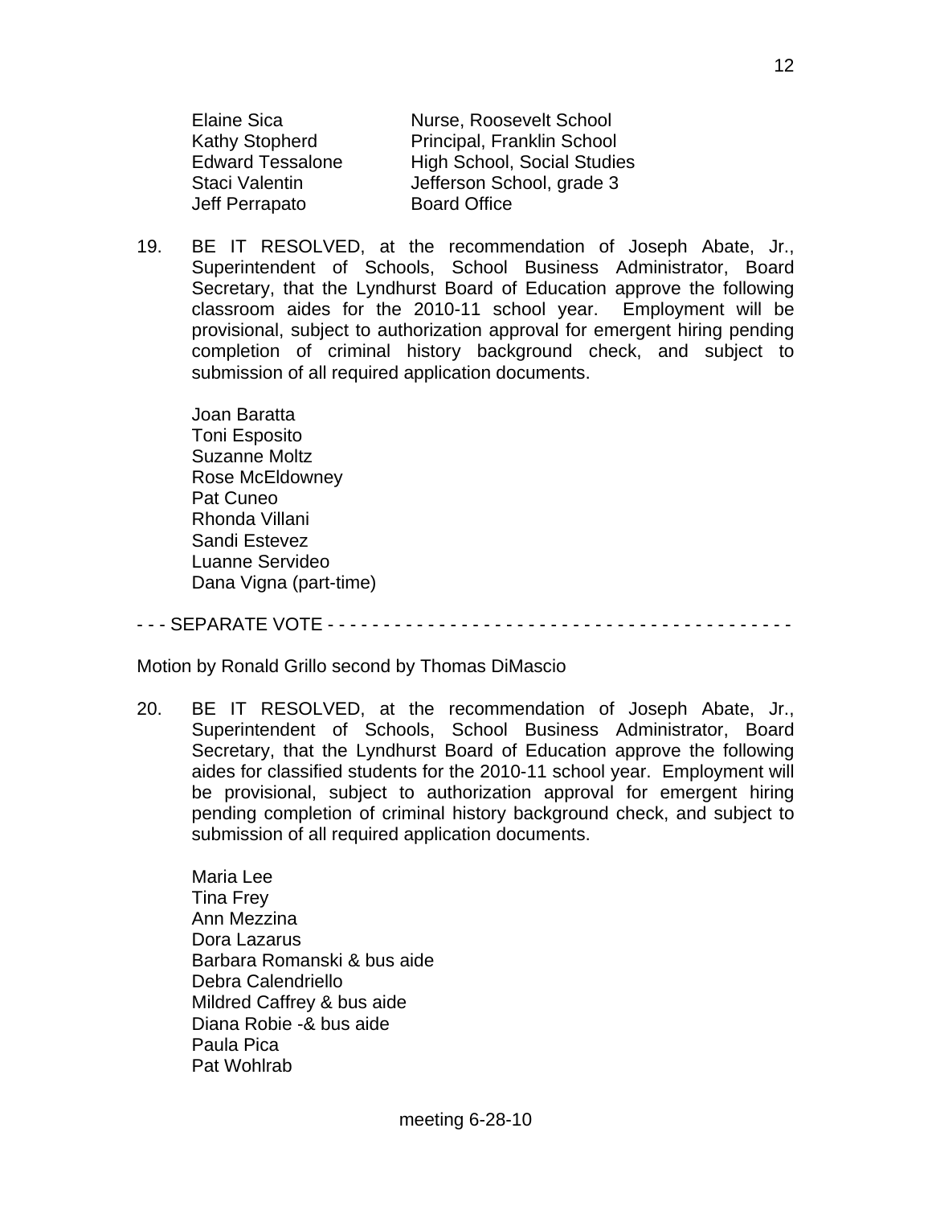| | |
|---|---|
| Elaine Sica | Nurse, Roosevelt School |
| Kathy Stopherd | Principal, Franklin School |
| Edward Tessalone | High School, Social Studies |
| Staci Valentin | Jefferson School, grade 3 |
| Jeff Perrapato | Board Office |

19. BE IT RESOLVED, at the recommendation of Joseph Abate, Jr., Superintendent of Schools, School Business Administrator, Board Secretary, that the Lyndhurst Board of Education approve the following classroom aides for the 2010-11 school year. Employment will be provisional, subject to authorization approval for emergent hiring pending completion of criminal history background check, and subject to submission of all required application documents.

    Joan Baratta
    Toni Esposito
    Suzanne Moltz
    Rose McEldowney
    Pat Cuneo
    Rhonda Villani
    Sandi Estevez
    Luanne Servideo
    Dana Vigna (part-time)

- - - SEPARATE VOTE - - - - - - - - - - - - - - - - - - - - - - - - - - - - - - - - - - - - - - - - - -

Motion by Ronald Grillo second by Thomas DiMascio

20. BE IT RESOLVED, at the recommendation of Joseph Abate, Jr., Superintendent of Schools, School Business Administrator, Board Secretary, that the Lyndhurst Board of Education approve the following aides for classified students for the 2010-11 school year. Employment will be provisional, subject to authorization approval for emergent hiring pending completion of criminal history background check, and subject to submission of all required application documents.

    Maria Lee
    Tina Frey
    Ann Mezzina
    Dora Lazarus
    Barbara Romanski & bus aide
    Debra Calendriello
    Mildred Caffrey & bus aide
    Diana Robie -& bus aide
    Paula Pica
    Pat Wohlrab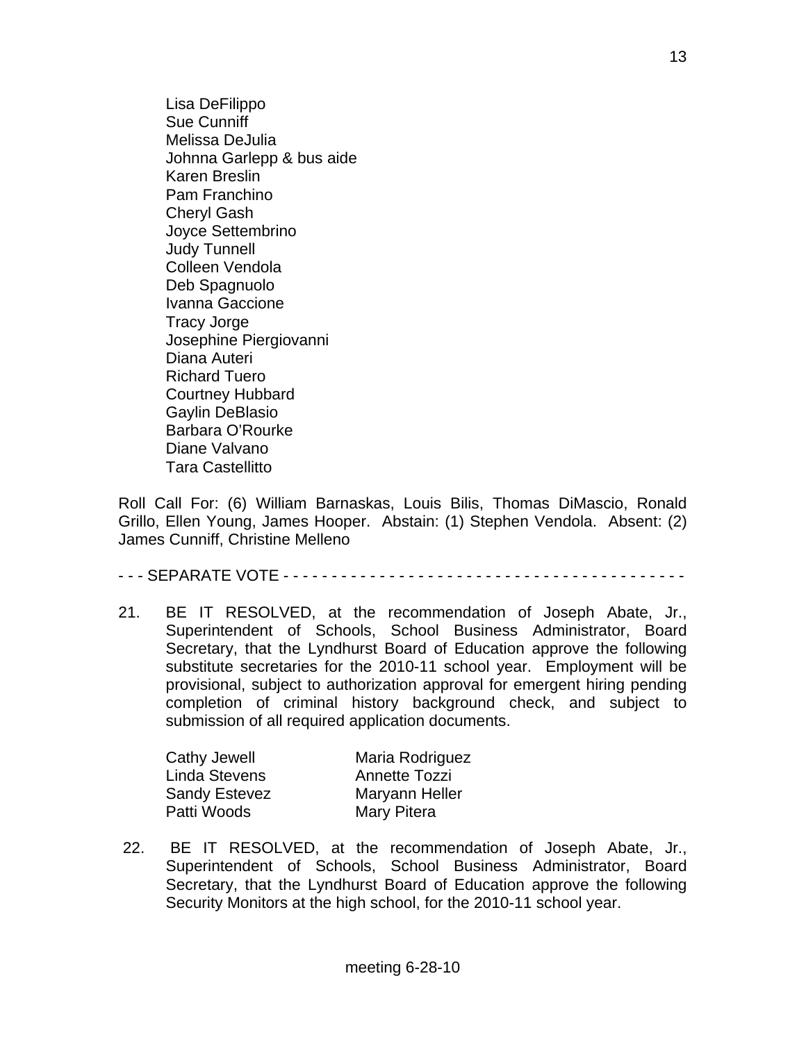Lisa DeFilippo
Sue Cunniff
Melissa DeJulia
Johnna Garlepp & bus aide
Karen Breslin
Pam Franchino
Cheryl Gash
Joyce Settembrino
Judy Tunnell
Colleen Vendola
Deb Spagnuolo
Ivanna Gaccione
Tracy Jorge
Josephine Piergiovanni
Diana Auteri
Richard Tuero
Courtney Hubbard
Gaylin DeBlasio
Barbara O'Rourke
Diane Valvano
Tara Castellitto

Roll Call For: (6) William Barnaskas, Louis Bilis, Thomas DiMascio, Ronald Grillo, Ellen Young, James Hooper. Abstain: (1) Stephen Vendola. Absent: (2) James Cunniff, Christine Melleno

- - - SEPARATE VOTE - - - - - - - - - - - - - - - - - - - - - - - - - - - - - - - - - - - - - - - - - -

21. BE IT RESOLVED, at the recommendation of Joseph Abate, Jr., Superintendent of Schools, School Business Administrator, Board Secretary, that the Lyndhurst Board of Education approve the following substitute secretaries for the 2010-11 school year. Employment will be provisional, subject to authorization approval for emergent hiring pending completion of criminal history background check, and subject to submission of all required application documents.

| | |
|---|---|
| Cathy Jewell | Maria Rodriguez |
| Linda Stevens | Annette Tozzi |
| Sandy Estevez | Maryann Heller |
| Patti Woods | Mary Pitera |

22. BE IT RESOLVED, at the recommendation of Joseph Abate, Jr., Superintendent of Schools, School Business Administrator, Board Secretary, that the Lyndhurst Board of Education approve the following Security Monitors at the high school, for the 2010-11 school year.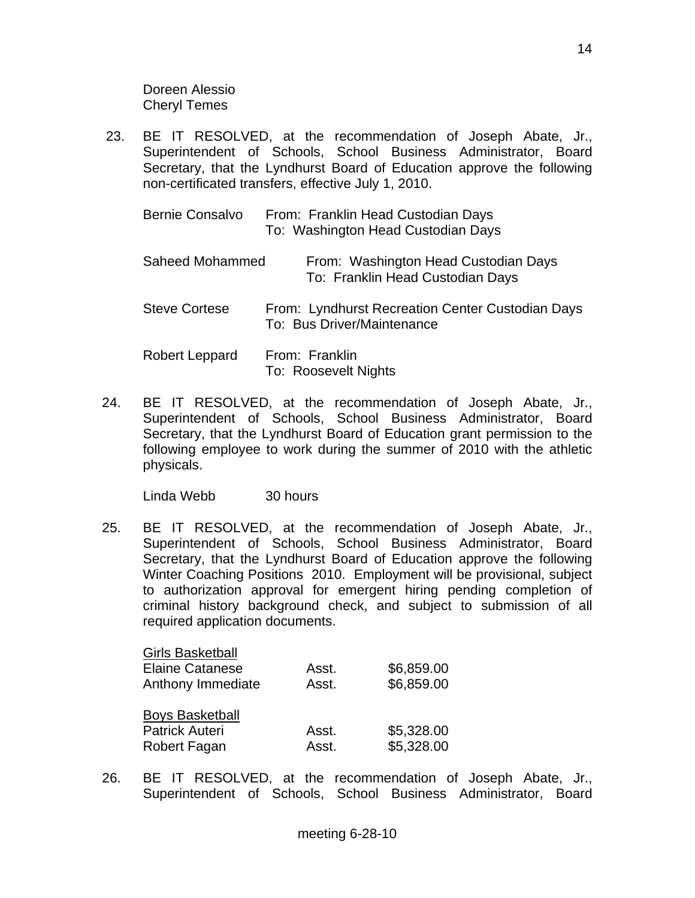Doreen Alessio
Cheryl Temes

23. BE IT RESOLVED, at the recommendation of Joseph Abate, Jr., Superintendent of Schools, School Business Administrator, Board Secretary, that the Lyndhurst Board of Education approve the following non-certificated transfers, effective July 1, 2010.

| | |
|---|---|
| Bernie Consalvo | From: Franklin Head Custodian Days<br>To: Washington Head Custodian Days |
| Saheed Mohammed | From: Washington Head Custodian Days<br>To: Franklin Head Custodian Days |
| Steve Cortese | From: Lyndhurst Recreation Center Custodian Days<br>To: Bus Driver/Maintenance |
| Robert Leppard | From: Franklin<br>To: Roosevelt Nights |

24. BE IT RESOLVED, at the recommendation of Joseph Abate, Jr., Superintendent of Schools, School Business Administrator, Board Secretary, that the Lyndhurst Board of Education grant permission to the following employee to work during the summer of 2010 with the athletic physicals.

Linda Webb 30 hours

25. BE IT RESOLVED, at the recommendation of Joseph Abate, Jr., Superintendent of Schools, School Business Administrator, Board Secretary, that the Lyndhurst Board of Education approve the following Winter Coaching Positions 2010. Employment will be provisional, subject to authorization approval for emergent hiring pending completion of criminal history background check, and subject to submission of all required application documents.

| | | |
|---|---|---|
| <u>Girls Basketball</u> | | |
| Elaine Catanese | Asst. | $6,859.00 |
| Anthony Immediate | Asst. | $6,859.00 |
| <u>Boys Basketball</u> | | |
| Patrick Auteri | Asst. | $5,328.00 |
| Robert Fagan | Asst. | $5,328.00 |

26. BE IT RESOLVED, at the recommendation of Joseph Abate, Jr., Superintendent of Schools, School Business Administrator, Board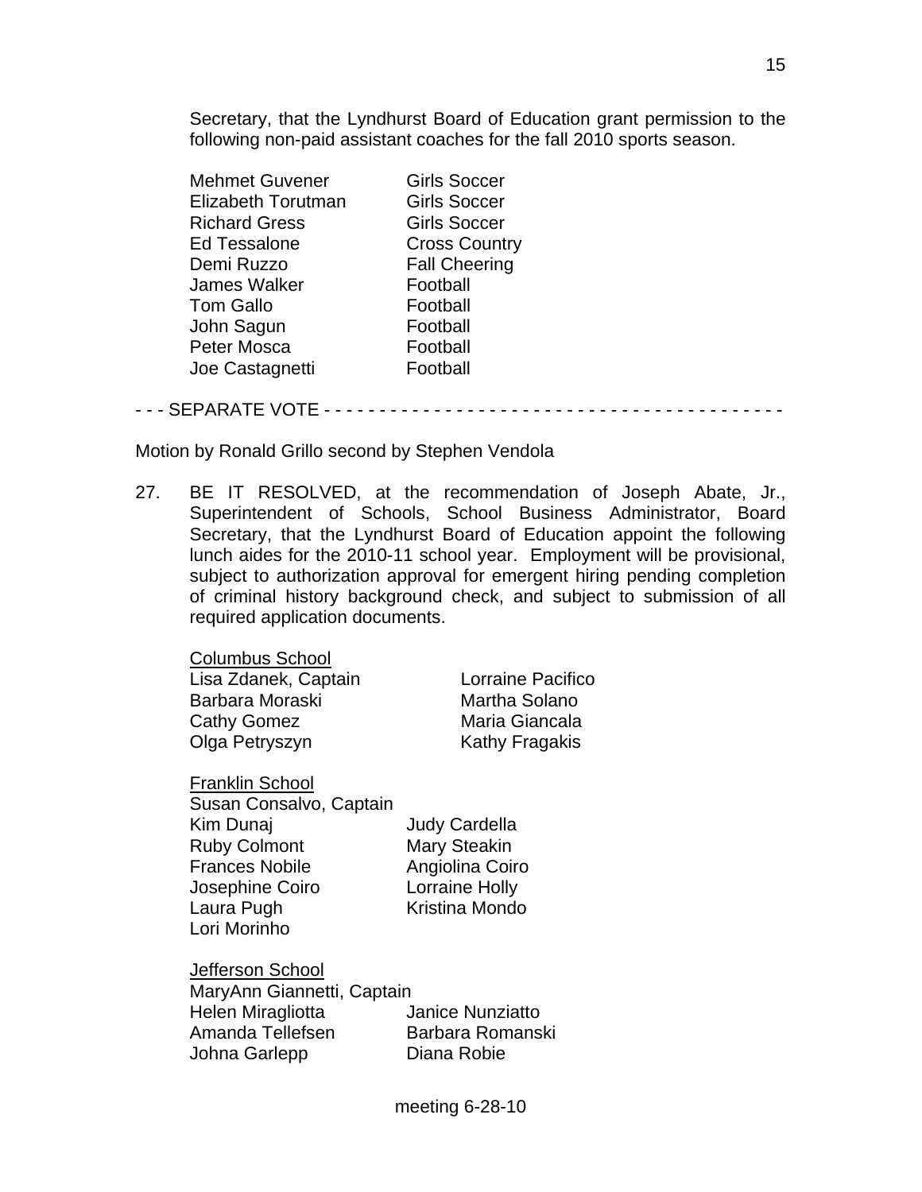Secretary, that the Lyndhurst Board of Education grant permission to the following non-paid assistant coaches for the fall 2010 sports season.

| | |
|---|---|
| Mehmet Guvener | Girls Soccer |
| Elizabeth Torutman | Girls Soccer |
| Richard Gress | Girls Soccer |
| Ed Tessalone | Cross Country |
| Demi Ruzzo | Fall Cheering |
| James Walker | Football |
| Tom Gallo | Football |
| John Sagun | Football |
| Peter Mosca | Football |
| Joe Castagnetti | Football |

- - - SEPARATE VOTE - - - - - - - - - - - - - - - - - - - - - - - - - - - - - - - - - - - - - - - - - -

Motion by Ronald Grillo second by Stephen Vendola

27. BE IT RESOLVED, at the recommendation of Joseph Abate, Jr., Superintendent of Schools, School Business Administrator, Board Secretary, that the Lyndhurst Board of Education appoint the following lunch aides for the 2010-11 school year. Employment will be provisional, subject to authorization approval for emergent hiring pending completion of criminal history background check, and subject to submission of all required application documents.

<u>Columbus School</u>

Lisa Zdanek, Captain
Barbara Moraski
Cathy Gomez
Olga Petryszyn
Lorraine Pacifico
Martha Solano
Maria Giancala
Kathy Fragakis

<u>Franklin School</u>

Susan Consalvo, Captain
Kim Dunaj
Ruby Colmont
Frances Nobile
Josephine Coiro
Laura Pugh
Lori Morinho
Judy Cardella
Mary Steakin
Angiolina Coiro
Lorraine Holly
Kristina Mondo

<u>Jefferson School</u>

MaryAnn Giannetti, Captain
Helen Miragliotta
Amanda Tellefsen
Johna Garlepp
Janice Nunziatto
Barbara Romanski
Diana Robie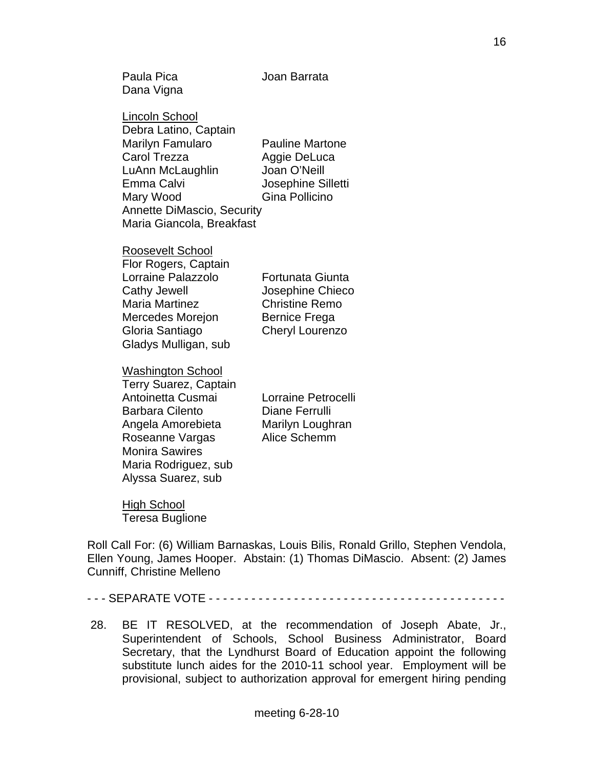Paula Pica | Joan Barrata
Dana Vigna

<u>Lincoln School</u>
Debra Latino, Captain

| | |
|---|---|
| Marilyn Famularo | Pauline Martone |
| Carol Trezza | Aggie DeLuca |
| LuAnn McLaughlin | Joan O'Neill |
| Emma Calvi | Josephine Silletti |
| Mary Wood | Gina Pollicino |

Annette DiMascio, Security
Maria Giancola, Breakfast

<u>Roosevelt School</u>
Flor Rogers, Captain

| | |
|---|---|
| Lorraine Palazzolo | Fortunata Giunta |
| Cathy Jewell | Josephine Chieco |
| Maria Martinez | Christine Remo |
| Mercedes Morejon | Bernice Frega |
| Gloria Santiago | Cheryl Lourenzo |

Gladys Mulligan, sub

<u>Washington School</u>
Terry Suarez, Captain

| | |
|---|---|
| Antoinetta Cusmai | Lorraine Petrocelli |
| Barbara Cilento | Diane Ferrulli |
| Angela Amorebieta | Marilyn Loughran |
| Roseanne Vargas | Alice Schemm |

Monira Sawires
Maria Rodriguez, sub
Alyssa Suarez, sub

<u>High School</u>
Teresa Buglione

Roll Call For: (6) William Barnaskas, Louis Bilis, Ronald Grillo, Stephen Vendola, Ellen Young, James Hooper. Abstain: (1) Thomas DiMascio. Absent: (2) James Cunniff, Christine Melleno

- - - SEPARATE VOTE - - - - - - - - - - - - - - - - - - - - - - - - - - - - - - - - - - - - - - - - - -

28. BE IT RESOLVED, at the recommendation of Joseph Abate, Jr., Superintendent of Schools, School Business Administrator, Board Secretary, that the Lyndhurst Board of Education appoint the following substitute lunch aides for the 2010-11 school year. Employment will be provisional, subject to authorization approval for emergent hiring pending

meeting 6-28-10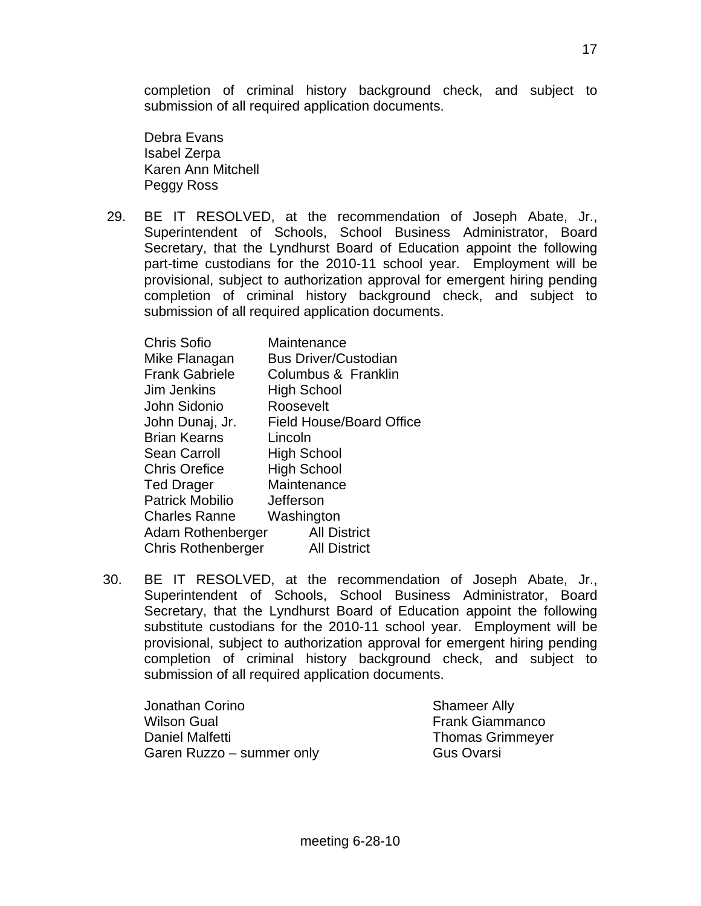completion of criminal history background check, and subject to submission of all required application documents.

Debra Evans
Isabel Zerpa
Karen Ann Mitchell
Peggy Ross

29. BE IT RESOLVED, at the recommendation of Joseph Abate, Jr., Superintendent of Schools, School Business Administrator, Board Secretary, that the Lyndhurst Board of Education appoint the following part-time custodians for the 2010-11 school year. Employment will be provisional, subject to authorization approval for emergent hiring pending completion of criminal history background check, and subject to submission of all required application documents.

| | |
|---|---|
| Chris Sofio | Maintenance |
| Mike Flanagan | Bus Driver/Custodian |
| Frank Gabriele | Columbus & Franklin |
| Jim Jenkins | High School |
| John Sidonio | Roosevelt |
| John Dunaj, Jr. | Field House/Board Office |
| Brian Kearns | Lincoln |
| Sean Carroll | High School |
| Chris Orefice | High School |
| Ted Drager | Maintenance |
| Patrick Mobilio | Jefferson |
| Charles Ranne | Washington |
| Adam Rothenberger | All District |
| Chris Rothenberger | All District |

30. BE IT RESOLVED, at the recommendation of Joseph Abate, Jr., Superintendent of Schools, School Business Administrator, Board Secretary, that the Lyndhurst Board of Education appoint the following substitute custodians for the 2010-11 school year. Employment will be provisional, subject to authorization approval for emergent hiring pending completion of criminal history background check, and subject to submission of all required application documents.

Jonathan Corino
Wilson Gual
Daniel Malfetti
Garen Ruzzo – summer only
Shameer Ally
Frank Giammanco
Thomas Grimmeyer
Gus Ovarsi

meeting 6-28-10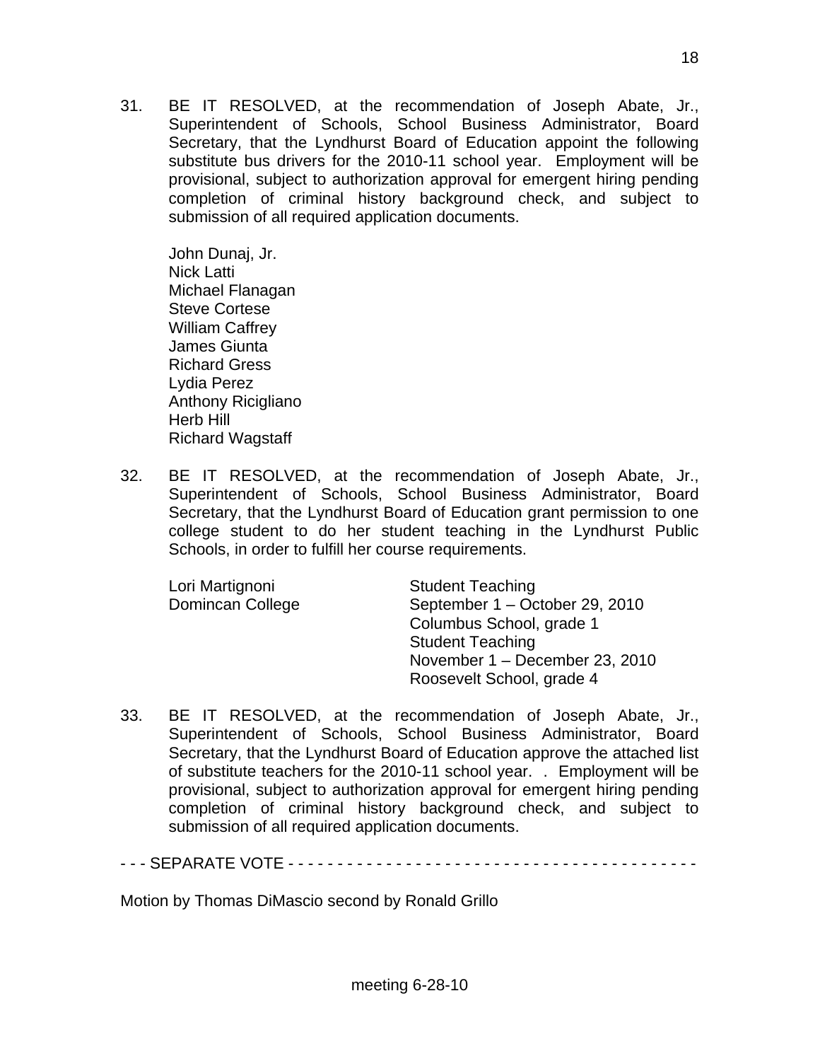31. BE IT RESOLVED, at the recommendation of Joseph Abate, Jr., Superintendent of Schools, School Business Administrator, Board Secretary, that the Lyndhurst Board of Education appoint the following substitute bus drivers for the 2010-11 school year. Employment will be provisional, subject to authorization approval for emergent hiring pending completion of criminal history background check, and subject to submission of all required application documents.

    John Dunaj, Jr.
    Nick Latti
    Michael Flanagan
    Steve Cortese
    William Caffrey
    James Giunta
    Richard Gress
    Lydia Perez
    Anthony Ricigliano
    Herb Hill
    Richard Wagstaff

32. BE IT RESOLVED, at the recommendation of Joseph Abate, Jr., Superintendent of Schools, School Business Administrator, Board Secretary, that the Lyndhurst Board of Education grant permission to one college student to do her student teaching in the Lyndhurst Public Schools, in order to fulfill her course requirements.

| | |
|---|---|
| Lori Martignoni | Student Teaching |
| Domincan College | September 1 – October 29, 2010 |
| | Columbus School, grade 1 |
| | Student Teaching |
| | November 1 – December 23, 2010 |
| | Roosevelt School, grade 4 |

33. BE IT RESOLVED, at the recommendation of Joseph Abate, Jr., Superintendent of Schools, School Business Administrator, Board Secretary, that the Lyndhurst Board of Education approve the attached list of substitute teachers for the 2010-11 school year. . Employment will be provisional, subject to authorization approval for emergent hiring pending completion of criminal history background check, and subject to submission of all required application documents.

- - - SEPARATE VOTE - - - - - - - - - - - - - - - - - - - - - - - - - - - - - - - - - - - - - - - - - -

Motion by Thomas DiMascio second by Ronald Grillo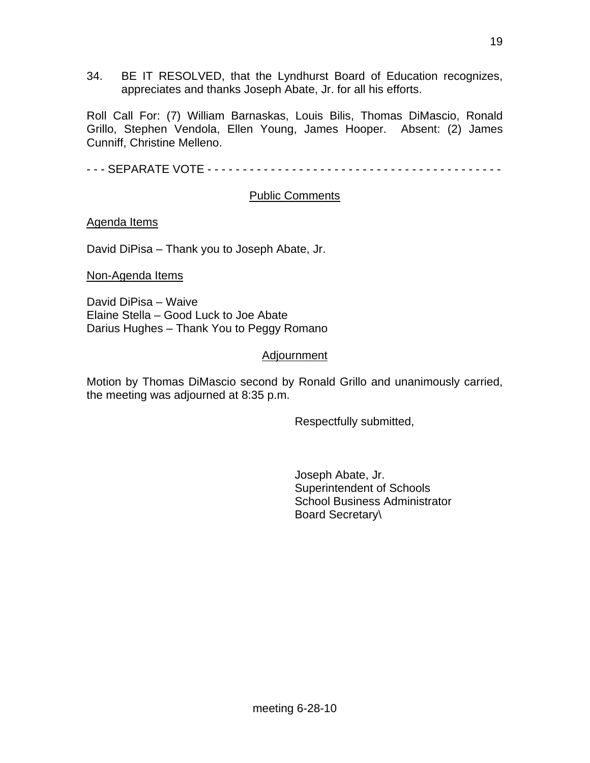34. BE IT RESOLVED, that the Lyndhurst Board of Education recognizes, appreciates and thanks Joseph Abate, Jr. for all his efforts.

Roll Call For: (7) William Barnaskas, Louis Bilis, Thomas DiMascio, Ronald Grillo, Stephen Vendola, Ellen Young, James Hooper. Absent: (2) James Cunniff, Christine Melleno.

- - - SEPARATE VOTE - - - - - - - - - - - - - - - - - - - - - - - - - - - - - - - - - - - - - - - - - - -

## Public Comments

Agenda Items

David DiPisa – Thank you to Joseph Abate, Jr.

Non-Agenda Items

David DiPisa – Waive
Elaine Stella – Good Luck to Joe Abate
Darius Hughes – Thank You to Peggy Romano

## Adjournment

Motion by Thomas DiMascio second by Ronald Grillo and unanimously carried, the meeting was adjourned at 8:35 p.m.

Respectfully submitted,

Joseph Abate, Jr.
Superintendent of Schools
School Business Administrator
Board Secretary\

meeting 6-28-10